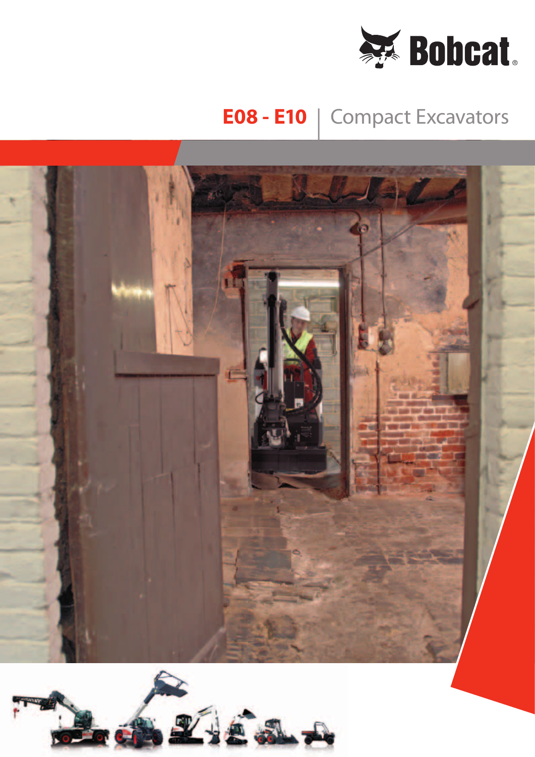Bobcat®

# E08 - E10 | Compact Excavators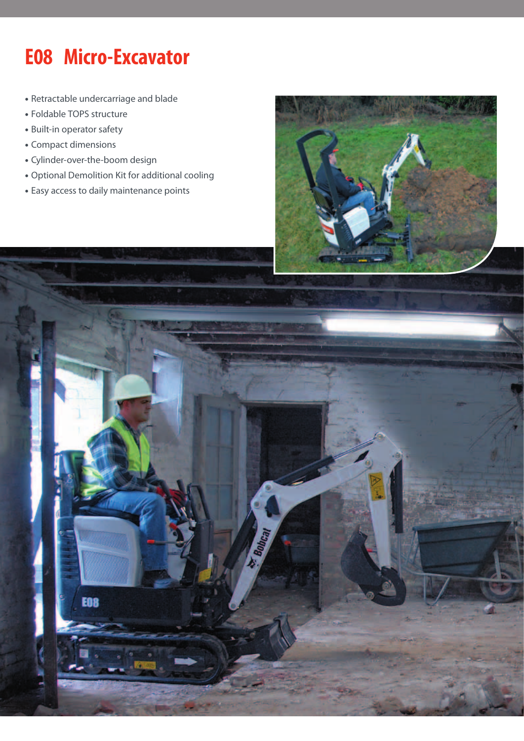# E08 Micro-Excavator

- Retractable undercarriage and blade
- Foldable TOPS structure
- Built-in operator safety
- Compact dimensions
- Cylinder-over-the-boom design
- Optional Demolition Kit for additional cooling
- Easy access to daily maintenance points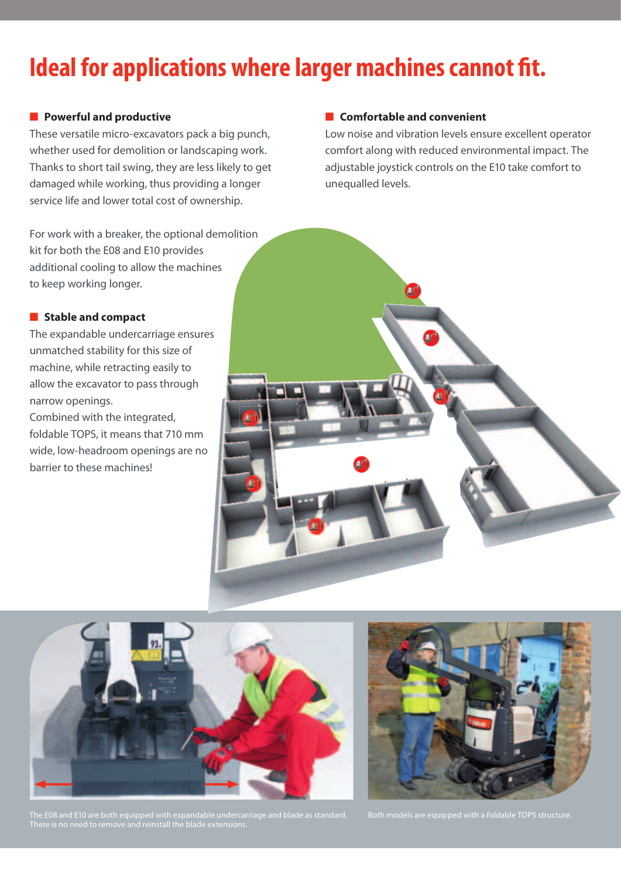# Ideal for applications where larger machines cannot fit.

## Powerful and productive

These versatile micro-excavators pack a big punch, whether used for demolition or landscaping work. Thanks to short tail swing, they are less likely to get damaged while working, thus providing a longer service life and lower total cost of ownership.

For work with a breaker, the optional demolition kit for both the E08 and E10 provides additional cooling to allow the machines to keep working longer.

## Stable and compact

The expandable undercarriage ensures unmatched stability for this size of machine, while retracting easily to allow the excavator to pass through narrow openings.
Combined with the integrated, foldable TOPS, it means that 710 mm wide, low-headroom openings are no barrier to these machines!

## Comfortable and convenient

Low noise and vibration levels ensure excellent operator comfort along with reduced environmental impact. The adjustable joystick controls on the E10 take comfort to unequalled levels.

The E08 and E10 are both equipped with expandable undercarriage and blade as standard. There is no need to remove and reinstall the blade extensions.

Both models are equipped with a foldable TOPS structure.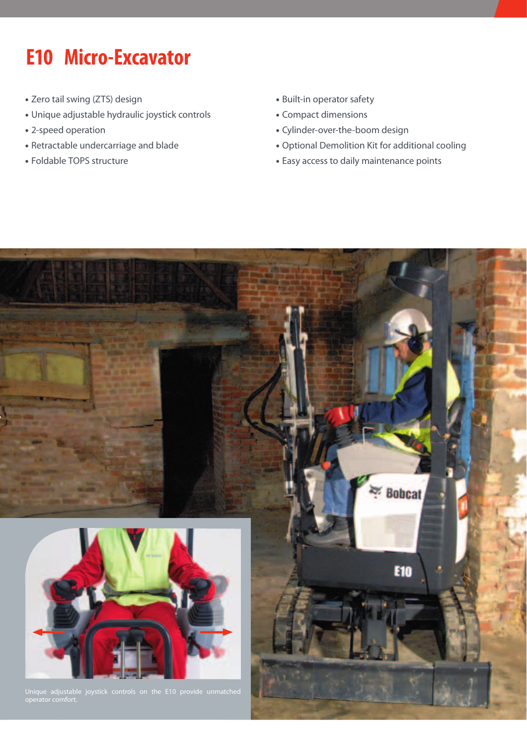# E10 Micro-Excavator

- Zero tail swing (ZTS) design
- Unique adjustable hydraulic joystick controls
- 2-speed operation
- Retractable undercarriage and blade
- Foldable TOPS structure
- Built-in operator safety
- Compact dimensions
- Cylinder-over-the-boom design
- Optional Demolition Kit for additional cooling
- Easy access to daily maintenance points

Unique adjustable joystick controls on the E10 provide unmatched operator comfort.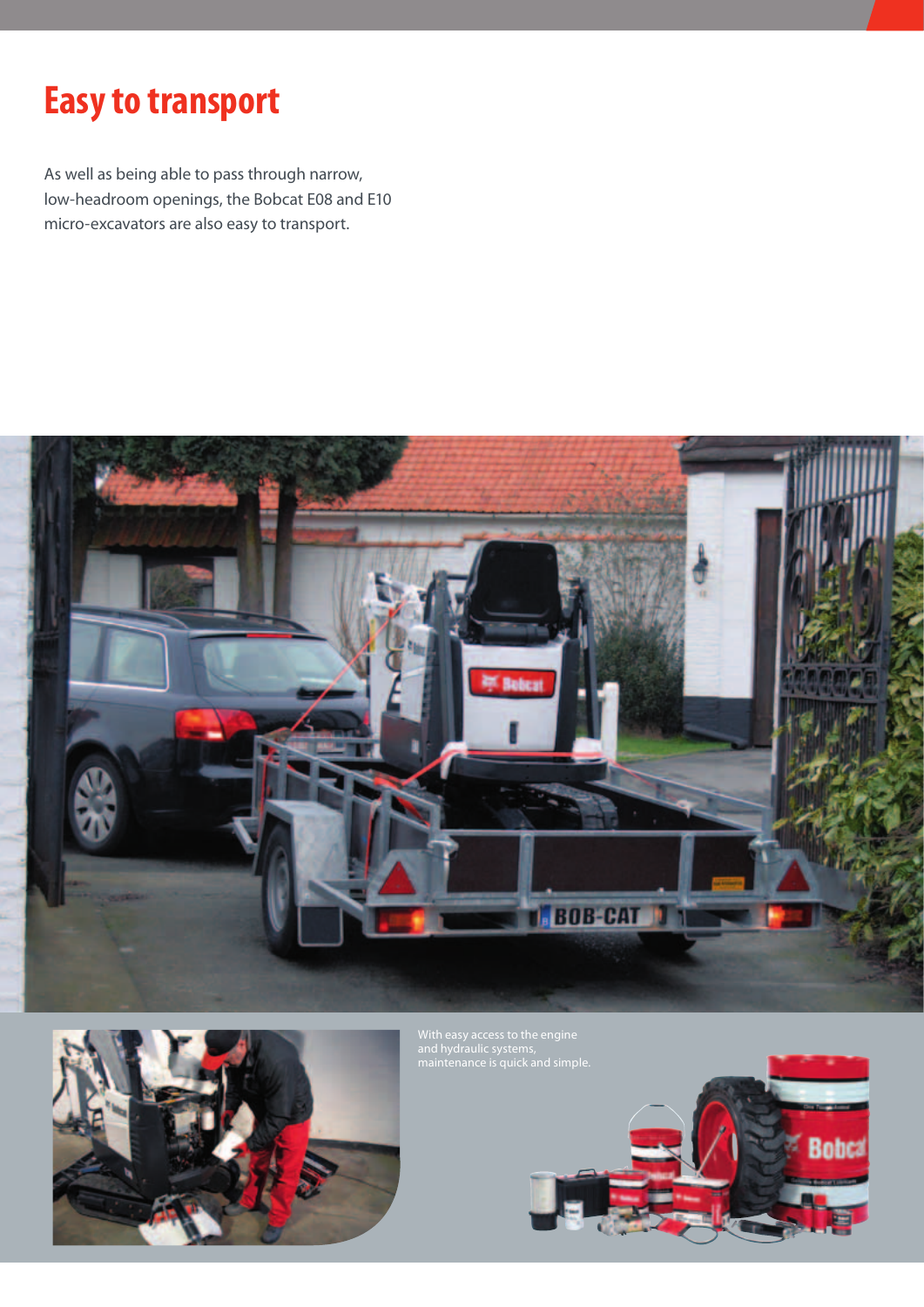# Easy to transport

As well as being able to pass through narrow, low-headroom openings, the Bobcat E08 and E10 micro-excavators are also easy to transport.

With easy access to the engine and hydraulic systems, maintenance is quick and simple.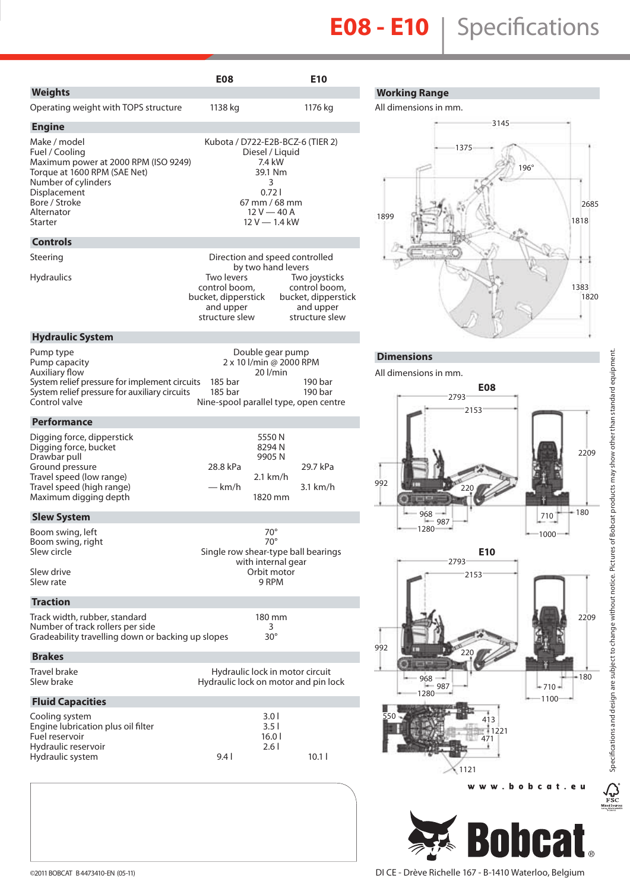# E08 - E10 | Specifications

| | E08 | E10 |
|---|---|---|
| **Weights** | | |
| Operating weight with TOPS structure | 1138 kg | 1176 kg |
| **Engine** | | |
| Make / model | Kubota / D722-E2B-BCZ-6 (TIER 2) | |
| Fuel / Cooling | Diesel / Liquid | |
| Maximum power at 2000 RPM (ISO 9249) | 7.4 kW | |
| Torque at 1600 RPM (SAE Net) | 39.1 Nm | |
| Number of cylinders | 3 | |
| Displacement | 0.72 l | |
| Bore / Stroke | 67 mm / 68 mm | |
| Alternator | 12 V — 40 A | |
| Starter | 12 V — 1.4 kW | |
| **Controls** | | |
| Steering | Direction and speed controlled by two hand levers | |
| Hydraulics | Two levers control boom, bucket, dipperstick and upper structure slew | Two joysticks control boom, bucket, dipperstick and upper structure slew |
| **Hydraulic System** | | |
| Pump type | Double gear pump | |
| Pump capacity | 2 x 10 l/min @ 2000 RPM | |
| Auxiliary flow | 20 l/min | |
| System relief pressure for implement circuits | 185 bar | 190 bar |
| System relief pressure for auxiliary circuits | 185 bar | 190 bar |
| Control valve | Nine-spool parallel type, open centre | |
| **Performance** | | |
| Digging force, dipperstick | 5550 N | |
| Digging force, bucket | 8294 N | |
| Drawbar pull | 9905 N | |
| Ground pressure | 28.8 kPa | 29.7 kPa |
| Travel speed (low range) | 2.1 km/h | |
| Travel speed (high range) | — km/h | 3.1 km/h |
| Maximum digging depth | 1820 mm | |
| **Slew System** | | |
| Boom swing, left | 70° | |
| Boom swing, right | 70° | |
| Slew circle | Single row shear-type ball bearings with internal gear | |
| Slew drive | Orbit motor | |
| Slew rate | 9 RPM | |
| **Traction** | | |
| Track width, rubber, standard | 180 mm | |
| Number of track rollers per side | 3 | |
| Gradeability travelling down or backing up slopes | 30° | |
| **Brakes** | | |
| Travel brake | Hydraulic lock in motor circuit | |
| Slew brake | Hydraulic lock on motor and pin lock | |
| **Fluid Capacities** | | |
| Cooling system | 3.0 l | |
| Engine lubrication plus oil filter | 3.5 l | |
| Fuel reservoir | 16.0 l | |
| Hydraulic reservoir | 2.6 l | |
| Hydraulic system | 9.4 l | 10.1 l |

## Working Range

All dimensions in mm.

3145
1375
196°
2685
1899
1818
1383
1820

## Dimensions

All dimensions in mm.

**E08**

2793
2153
2209
992
220
968
987
1280
710
180
1000

**E10**

2793
2153
2209
992
220
968
987
1280
180
710
1100
550
413
1221
471
1121

www.bobcat.eu

Specifications and design are subject to change without notice. Pictures of Bobcat products may show other than standard equipment.

Bobcat®

©2011 BOBCAT B4473410-EN (05-11)

DI CE - Drève Richelle 167 - B-1410 Waterloo, Belgium